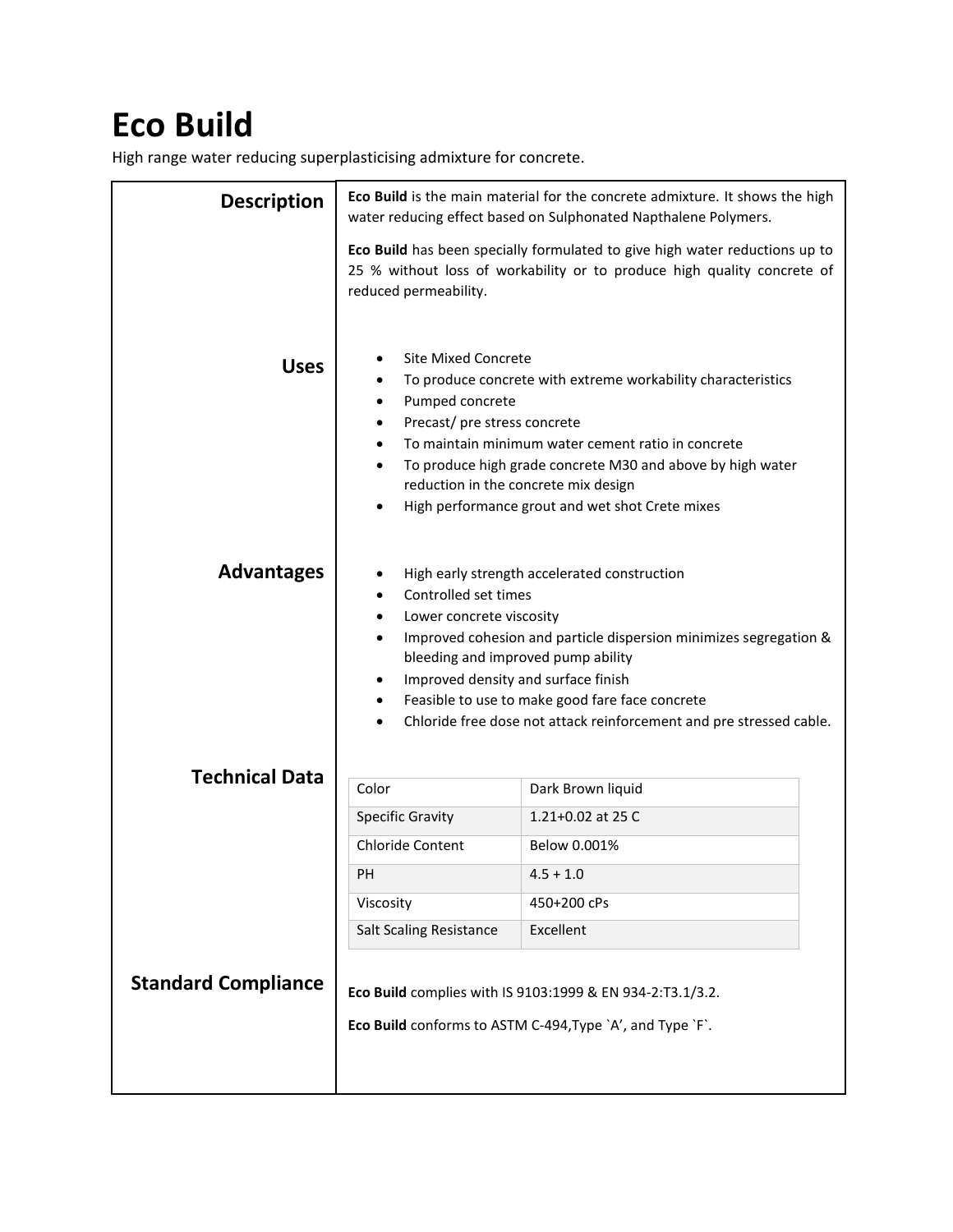# Eco Build

High range water reducing superplasticising admixture for concrete.

## Description

**Eco Build** is the main material for the concrete admixture. It shows the high water reducing effect based on Sulphonated Napthalene Polymers.

**Eco Build** has been specially formulated to give high water reductions up to 25 % without loss of workability or to produce high quality concrete of reduced permeability.

## Uses

- Site Mixed Concrete
- To produce concrete with extreme workability characteristics
- Pumped concrete
- Precast/ pre stress concrete
- To maintain minimum water cement ratio in concrete
- To produce high grade concrete M30 and above by high water reduction in the concrete mix design
- High performance grout and wet shot Crete mixes

## Advantages

- High early strength accelerated construction
- Controlled set times
- Lower concrete viscosity
- Improved cohesion and particle dispersion minimizes segregation & bleeding and improved pump ability
- Improved density and surface finish
- Feasible to use to make good fare face concrete
- Chloride free dose not attack reinforcement and pre stressed cable.

## Technical Data

| Color | Dark Brown liquid |
|---|---|
| Specific Gravity | 1.21+0.02 at 25 C |
| Chloride Content | Below 0.001% |
| PH | 4.5 + 1.0 |
| Viscosity | 450+200 cPs |
| Salt Scaling Resistance | Excellent |

## Standard Compliance

**Eco Build** complies with IS 9103:1999 & EN 934-2:T3.1/3.2.

**Eco Build** conforms to ASTM C-494,Type `A', and Type `F`.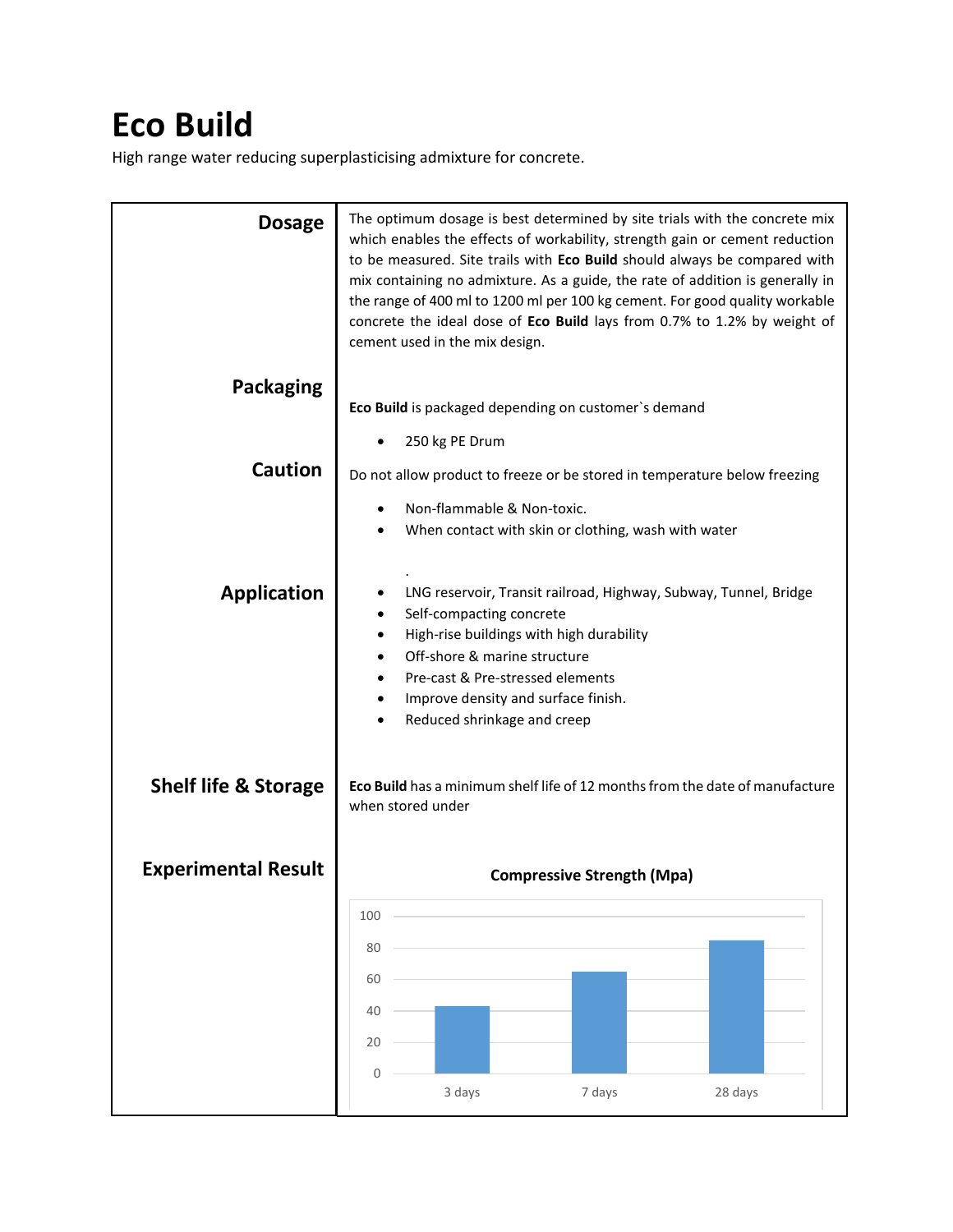# Eco Build

High range water reducing superplasticising admixture for concrete.

## Dosage

The optimum dosage is best determined by site trials with the concrete mix which enables the effects of workability, strength gain or cement reduction to be measured. Site trails with **Eco Build** should always be compared with mix containing no admixture. As a guide, the rate of addition is generally in the range of 400 ml to 1200 ml per 100 kg cement. For good quality workable concrete the ideal dose of **Eco Build** lays from 0.7% to 1.2% by weight of cement used in the mix design.

## Packaging

**Eco Build** is packaged depending on customer`s demand

- 250 kg PE Drum

## Caution

Do not allow product to freeze or be stored in temperature below freezing

- Non-flammable & Non-toxic.
- When contact with skin or clothing, wash with water

.

## Application

- LNG reservoir, Transit railroad, Highway, Subway, Tunnel, Bridge
- Self-compacting concrete
- High-rise buildings with high durability
- Off-shore & marine structure
- Pre-cast & Pre-stressed elements
- Improve density and surface finish.
- Reduced shrinkage and creep

## Shelf life & Storage

**Eco Build** has a minimum shelf life of 12 months from the date of manufacture when stored under

## Experimental Result

Compressive Strength (Mpa)

100
80
60
40
20
0

3 days
7 days
28 days